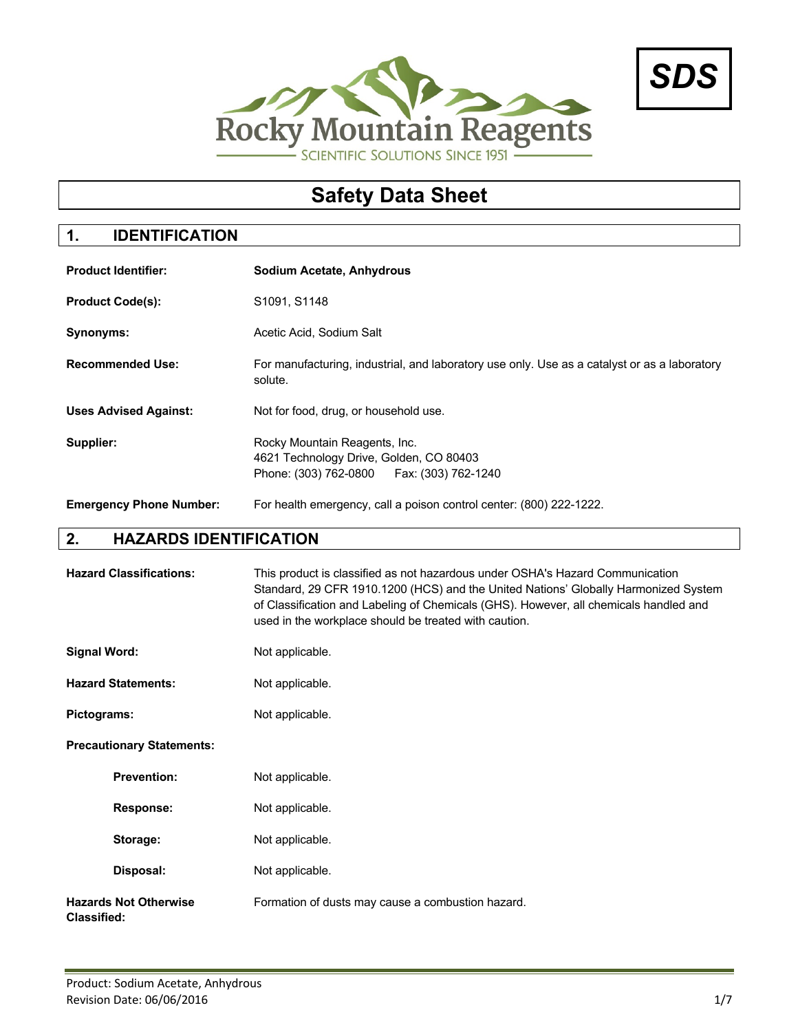Rocky Mountain Reagents

SCIENTIFIC SOLUTIONS SINCE 1951

**SDS**

# Safety Data Sheet

## 1. IDENTIFICATION

**Product Identifier:** **Sodium Acetate, Anhydrous**

**Product Code(s):** S1091, S1148

**Synonyms:** Acetic Acid, Sodium Salt

**Recommended Use:** For manufacturing, industrial, and laboratory use only. Use as a catalyst or as a laboratory solute.

**Uses Advised Against:** Not for food, drug, or household use.

**Supplier:** Rocky Mountain Reagents, Inc.
4621 Technology Drive, Golden, CO 80403
Phone: (303) 762-0800 Fax: (303) 762-1240

**Emergency Phone Number:** For health emergency, call a poison control center: (800) 222-1222.

## 2. HAZARDS IDENTIFICATION

**Hazard Classifications:** This product is classified as not hazardous under OSHA's Hazard Communication Standard, 29 CFR 1910.1200 (HCS) and the United Nations' Globally Harmonized System of Classification and Labeling of Chemicals (GHS). However, all chemicals handled and used in the workplace should be treated with caution.

**Signal Word:** Not applicable.

**Hazard Statements:** Not applicable.

**Pictograms:** Not applicable.

**Precautionary Statements:**

- **Prevention:** Not applicable.
- **Response:** Not applicable.
- **Storage:** Not applicable.
- **Disposal:** Not applicable.

**Hazards Not Otherwise Classified:** Formation of dusts may cause a combustion hazard.

Product: Sodium Acetate, Anhydrous
Revision Date: 06/06/2016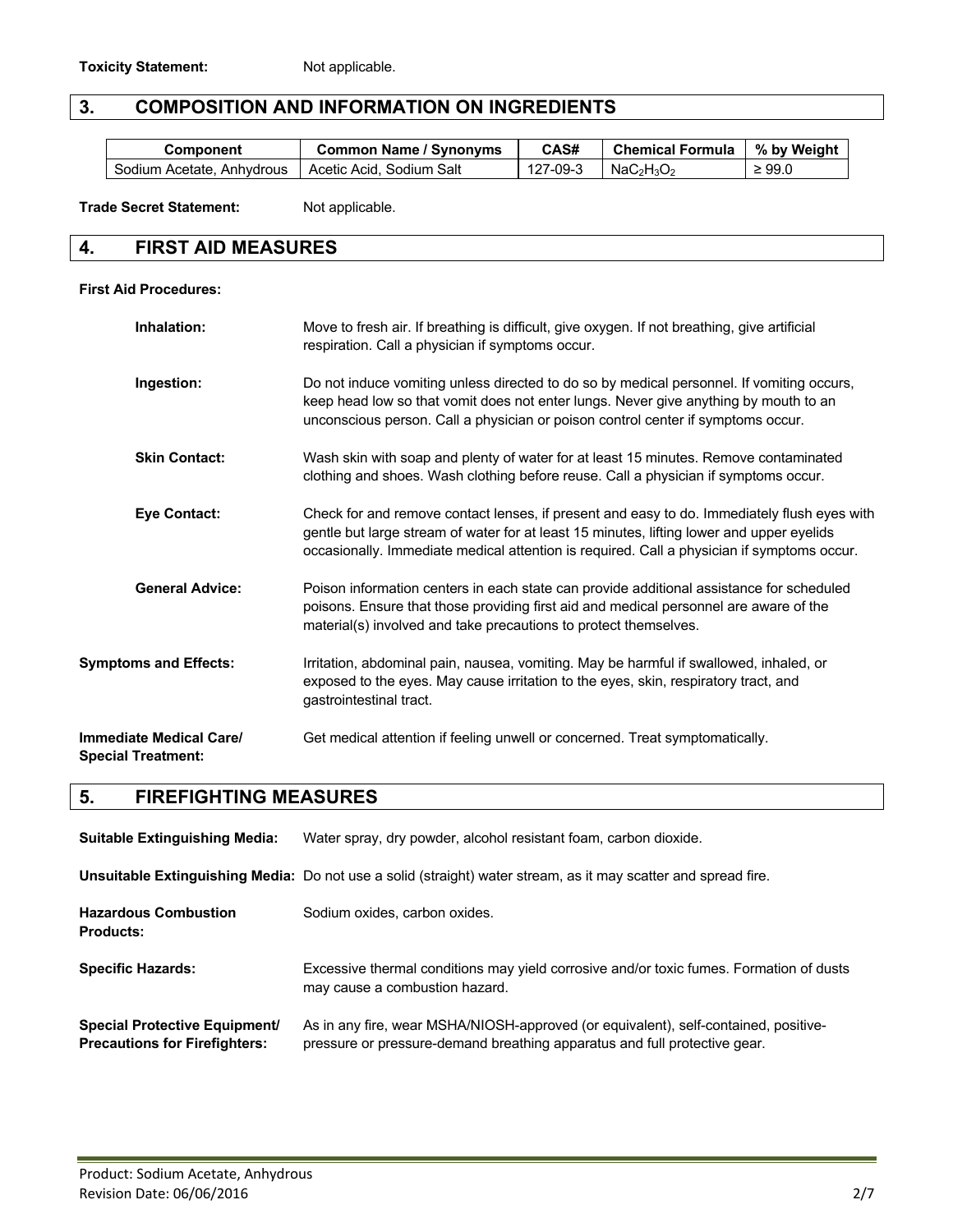**Toxicity Statement:** Not applicable.

## 3. COMPOSITION AND INFORMATION ON INGREDIENTS

| Component | Common Name / Synonyms | CAS# | Chemical Formula | % by Weight |
|---|---|---|---|---|
| Sodium Acetate, Anhydrous | Acetic Acid, Sodium Salt | 127-09-3 | $NaC_2H_3O_2$ | ≥ 99.0 |

**Trade Secret Statement:** Not applicable.

## 4. FIRST AID MEASURES

**First Aid Procedures:**

**Inhalation:** Move to fresh air. If breathing is difficult, give oxygen. If not breathing, give artificial respiration. Call a physician if symptoms occur.

**Ingestion:** Do not induce vomiting unless directed to do so by medical personnel. If vomiting occurs, keep head low so that vomit does not enter lungs. Never give anything by mouth to an unconscious person. Call a physician or poison control center if symptoms occur.

**Skin Contact:** Wash skin with soap and plenty of water for at least 15 minutes. Remove contaminated clothing and shoes. Wash clothing before reuse. Call a physician if symptoms occur.

**Eye Contact:** Check for and remove contact lenses, if present and easy to do. Immediately flush eyes with gentle but large stream of water for at least 15 minutes, lifting lower and upper eyelids occasionally. Immediate medical attention is required. Call a physician if symptoms occur.

**General Advice:** Poison information centers in each state can provide additional assistance for scheduled poisons. Ensure that those providing first aid and medical personnel are aware of the material(s) involved and take precautions to protect themselves.

**Symptoms and Effects:** Irritation, abdominal pain, nausea, vomiting. May be harmful if swallowed, inhaled, or exposed to the eyes. May cause irritation to the eyes, skin, respiratory tract, and gastrointestinal tract.

**Immediate Medical Care/ Special Treatment:** Get medical attention if feeling unwell or concerned. Treat symptomatically.

## 5. FIREFIGHTING MEASURES

**Suitable Extinguishing Media:** Water spray, dry powder, alcohol resistant foam, carbon dioxide.

**Unsuitable Extinguishing Media:** Do not use a solid (straight) water stream, as it may scatter and spread fire.

**Hazardous Combustion Products:** Sodium oxides, carbon oxides.

**Specific Hazards:** Excessive thermal conditions may yield corrosive and/or toxic fumes. Formation of dusts may cause a combustion hazard.

**Special Protective Equipment/ Precautions for Firefighters:** As in any fire, wear MSHA/NIOSH-approved (or equivalent), self-contained, positive-pressure or pressure-demand breathing apparatus and full protective gear.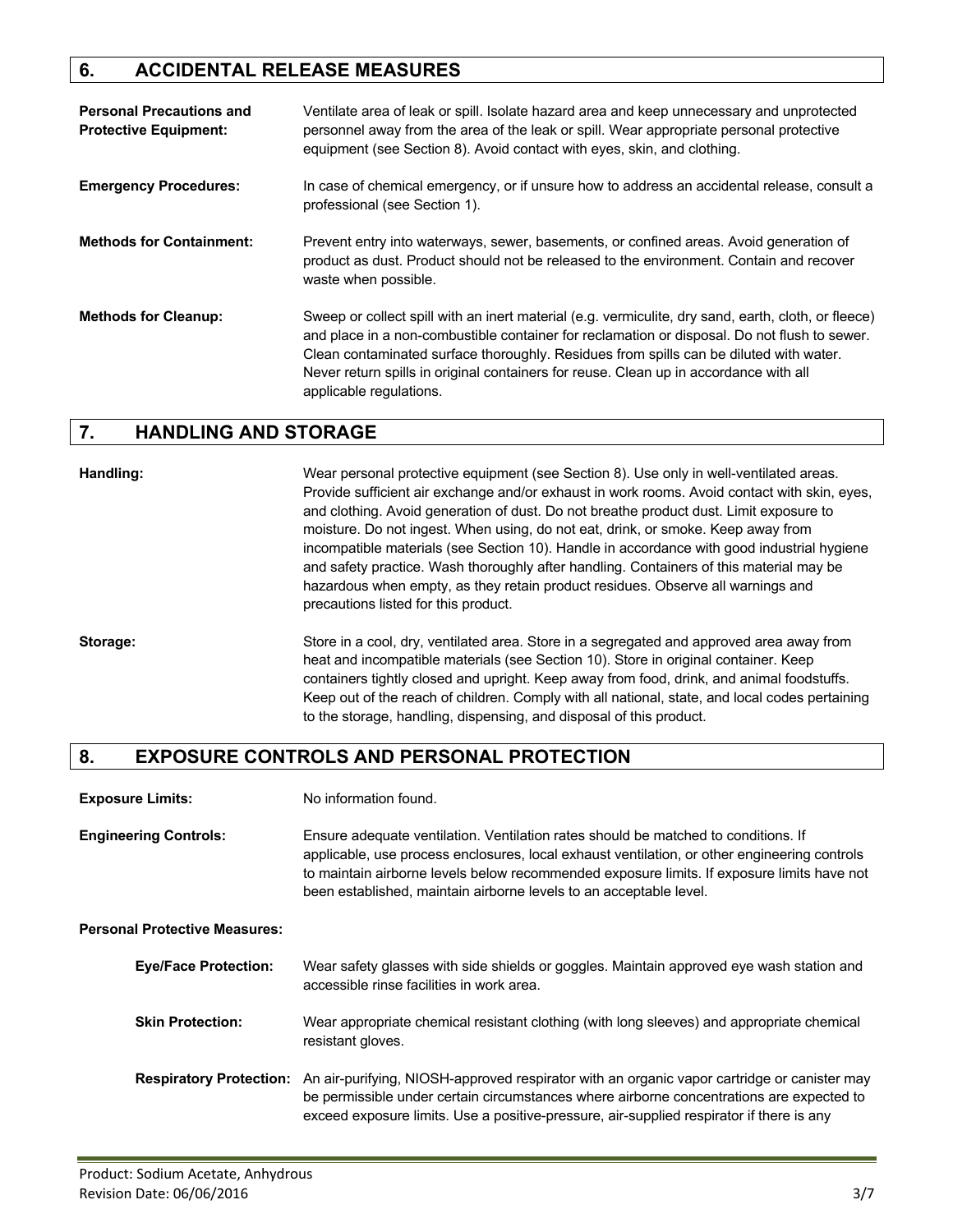## 6. ACCIDENTAL RELEASE MEASURES

**Personal Precautions and Protective Equipment:** Ventilate area of leak or spill. Isolate hazard area and keep unnecessary and unprotected personnel away from the area of the leak or spill. Wear appropriate personal protective equipment (see Section 8). Avoid contact with eyes, skin, and clothing.

**Emergency Procedures:** In case of chemical emergency, or if unsure how to address an accidental release, consult a professional (see Section 1).

**Methods for Containment:** Prevent entry into waterways, sewer, basements, or confined areas. Avoid generation of product as dust. Product should not be released to the environment. Contain and recover waste when possible.

**Methods for Cleanup:** Sweep or collect spill with an inert material (e.g. vermiculite, dry sand, earth, cloth, or fleece) and place in a non-combustible container for reclamation or disposal. Do not flush to sewer. Clean contaminated surface thoroughly. Residues from spills can be diluted with water. Never return spills in original containers for reuse. Clean up in accordance with all applicable regulations.

## 7. HANDLING AND STORAGE

**Handling:** Wear personal protective equipment (see Section 8). Use only in well-ventilated areas. Provide sufficient air exchange and/or exhaust in work rooms. Avoid contact with skin, eyes, and clothing. Avoid generation of dust. Do not breathe product dust. Limit exposure to moisture. Do not ingest. When using, do not eat, drink, or smoke. Keep away from incompatible materials (see Section 10). Handle in accordance with good industrial hygiene and safety practice. Wash thoroughly after handling. Containers of this material may be hazardous when empty, as they retain product residues. Observe all warnings and precautions listed for this product.

**Storage:** Store in a cool, dry, ventilated area. Store in a segregated and approved area away from heat and incompatible materials (see Section 10). Store in original container. Keep containers tightly closed and upright. Keep away from food, drink, and animal foodstuffs. Keep out of the reach of children. Comply with all national, state, and local codes pertaining to the storage, handling, dispensing, and disposal of this product.

## 8. EXPOSURE CONTROLS AND PERSONAL PROTECTION

**Exposure Limits:** No information found.

**Engineering Controls:** Ensure adequate ventilation. Ventilation rates should be matched to conditions. If applicable, use process enclosures, local exhaust ventilation, or other engineering controls to maintain airborne levels below recommended exposure limits. If exposure limits have not been established, maintain airborne levels to an acceptable level.

**Personal Protective Measures:**

**Eye/Face Protection:** Wear safety glasses with side shields or goggles. Maintain approved eye wash station and accessible rinse facilities in work area.

**Skin Protection:** Wear appropriate chemical resistant clothing (with long sleeves) and appropriate chemical resistant gloves.

**Respiratory Protection:** An air-purifying, NIOSH-approved respirator with an organic vapor cartridge or canister may be permissible under certain circumstances where airborne concentrations are expected to exceed exposure limits. Use a positive-pressure, air-supplied respirator if there is any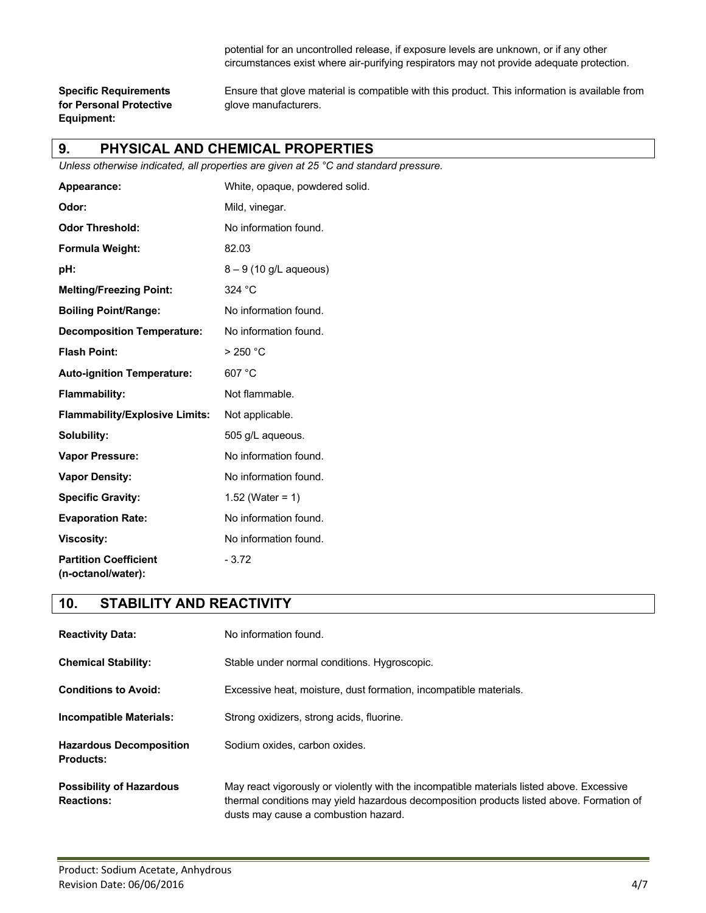potential for an uncontrolled release, if exposure levels are unknown, or if any other circumstances exist where air-purifying respirators may not provide adequate protection.

**Specific Requirements for Personal Protective Equipment:** Ensure that glove material is compatible with this product. This information is available from glove manufacturers.

## 9. PHYSICAL AND CHEMICAL PROPERTIES

*Unless otherwise indicated, all properties are given at 25 °C and standard pressure.*

| | |
|---|---|
| **Appearance:** | White, opaque, powdered solid. |
| **Odor:** | Mild, vinegar. |
| **Odor Threshold:** | No information found. |
| **Formula Weight:** | 82.03 |
| **pH:** | 8 – 9 (10 g/L aqueous) |
| **Melting/Freezing Point:** | 324 °C |
| **Boiling Point/Range:** | No information found. |
| **Decomposition Temperature:** | No information found. |
| **Flash Point:** | > 250 °C |
| **Auto-ignition Temperature:** | 607 °C |
| **Flammability:** | Not flammable. |
| **Flammability/Explosive Limits:** | Not applicable. |
| **Solubility:** | 505 g/L aqueous. |
| **Vapor Pressure:** | No information found. |
| **Vapor Density:** | No information found. |
| **Specific Gravity:** | 1.52 (Water = 1) |
| **Evaporation Rate:** | No information found. |
| **Viscosity:** | No information found. |
| **Partition Coefficient (n-octanol/water):** | - 3.72 |

## 10. STABILITY AND REACTIVITY

| | |
|---|---|
| **Reactivity Data:** | No information found. |
| **Chemical Stability:** | Stable under normal conditions. Hygroscopic. |
| **Conditions to Avoid:** | Excessive heat, moisture, dust formation, incompatible materials. |
| **Incompatible Materials:** | Strong oxidizers, strong acids, fluorine. |
| **Hazardous Decomposition Products:** | Sodium oxides, carbon oxides. |
| **Possibility of Hazardous Reactions:** | May react vigorously or violently with the incompatible materials listed above. Excessive thermal conditions may yield hazardous decomposition products listed above. Formation of dusts may cause a combustion hazard. |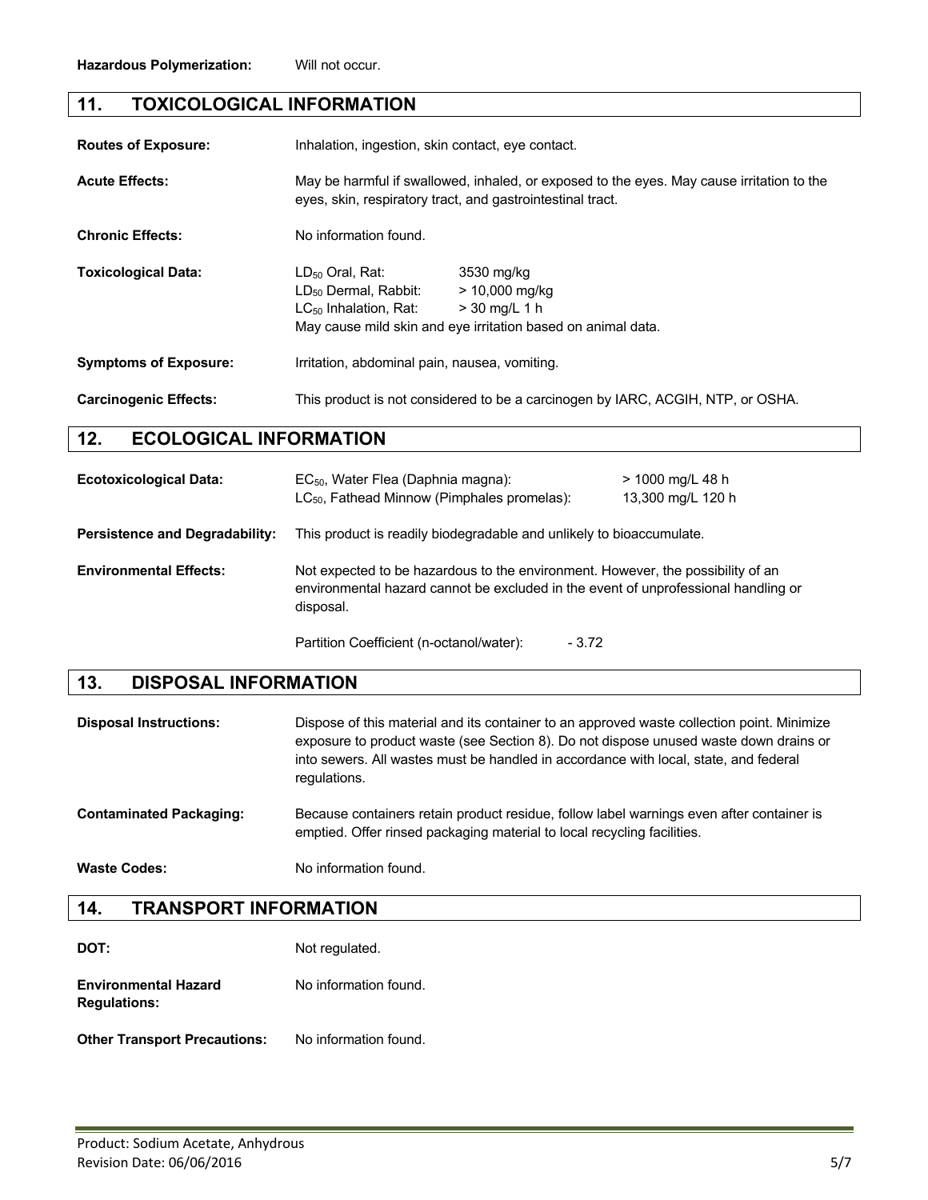**Hazardous Polymerization:** Will not occur.

## 11. TOXICOLOGICAL INFORMATION

**Routes of Exposure:** Inhalation, ingestion, skin contact, eye contact.

**Acute Effects:** May be harmful if swallowed, inhaled, or exposed to the eyes. May cause irritation to the eyes, skin, respiratory tract, and gastrointestinal tract.

**Chronic Effects:** No information found.

**Toxicological Data:**

| | |
|---|---|
| $LD_{50}$ Oral, Rat: | 3530 mg/kg |
| $LD_{50}$ Dermal, Rabbit: | > 10,000 mg/kg |
| $LC_{50}$ Inhalation, Rat: | > 30 mg/L 1 h |

May cause mild skin and eye irritation based on animal data.

**Symptoms of Exposure:** Irritation, abdominal pain, nausea, vomiting.

**Carcinogenic Effects:** This product is not considered to be a carcinogen by IARC, ACGIH, NTP, or OSHA.

## 12. ECOLOGICAL INFORMATION

**Ecotoxicological Data:**

| | |
|---|---|
| $EC_{50}$, Water Flea (Daphnia magna): | > 1000 mg/L 48 h |
| $LC_{50}$, Fathead Minnow (Pimphales promelas): | 13,300 mg/L 120 h |

**Persistence and Degradability:** This product is readily biodegradable and unlikely to bioaccumulate.

**Environmental Effects:** Not expected to be hazardous to the environment. However, the possibility of an environmental hazard cannot be excluded in the event of unprofessional handling or disposal.

Partition Coefficient (n-octanol/water): - 3.72

## 13. DISPOSAL INFORMATION

**Disposal Instructions:** Dispose of this material and its container to an approved waste collection point. Minimize exposure to product waste (see Section 8). Do not dispose unused waste down drains or into sewers. All wastes must be handled in accordance with local, state, and federal regulations.

**Contaminated Packaging:** Because containers retain product residue, follow label warnings even after container is emptied. Offer rinsed packaging material to local recycling facilities.

**Waste Codes:** No information found.

## 14. TRANSPORT INFORMATION

**DOT:** Not regulated.

**Environmental Hazard Regulations:** No information found.

**Other Transport Precautions:** No information found.

Product: Sodium Acetate, Anhydrous
Revision Date: 06/06/2016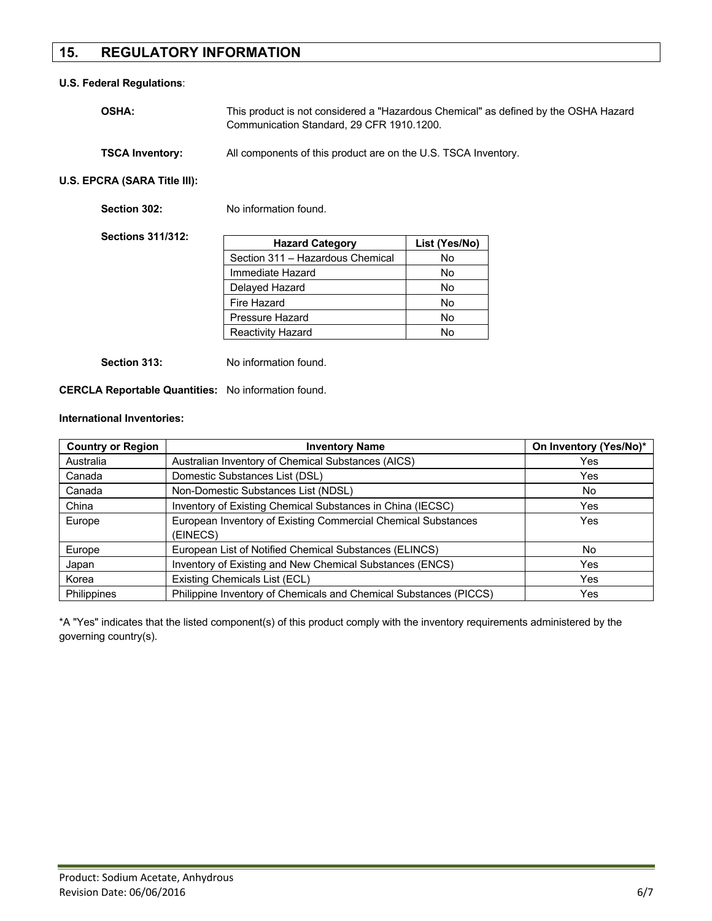## 15. REGULATORY INFORMATION

**U.S. Federal Regulations**:

**OSHA:** This product is not considered a "Hazardous Chemical" as defined by the OSHA Hazard Communication Standard, 29 CFR 1910.1200.

**TSCA Inventory:** All components of this product are on the U.S. TSCA Inventory.

**U.S. EPCRA (SARA Title III):**

**Section 302:** No information found.

**Sections 311/312:**

| Hazard Category | List (Yes/No) |
|---|---|
| Section 311 – Hazardous Chemical | No |
| Immediate Hazard | No |
| Delayed Hazard | No |
| Fire Hazard | No |
| Pressure Hazard | No |
| Reactivity Hazard | No |

**Section 313:** No information found.

**CERCLA Reportable Quantities:** No information found.

**International Inventories:**

| Country or Region | Inventory Name | On Inventory (Yes/No)* |
|---|---|---|
| Australia | Australian Inventory of Chemical Substances (AICS) | Yes |
| Canada | Domestic Substances List (DSL) | Yes |
| Canada | Non-Domestic Substances List (NDSL) | No |
| China | Inventory of Existing Chemical Substances in China (IECSC) | Yes |
| Europe | European Inventory of Existing Commercial Chemical Substances (EINECS) | Yes |
| Europe | European List of Notified Chemical Substances (ELINCS) | No |
| Japan | Inventory of Existing and New Chemical Substances (ENCS) | Yes |
| Korea | Existing Chemicals List (ECL) | Yes |
| Philippines | Philippine Inventory of Chemicals and Chemical Substances (PICCS) | Yes |

*A "Yes" indicates that the listed component(s) of this product comply with the inventory requirements administered by the governing country(s).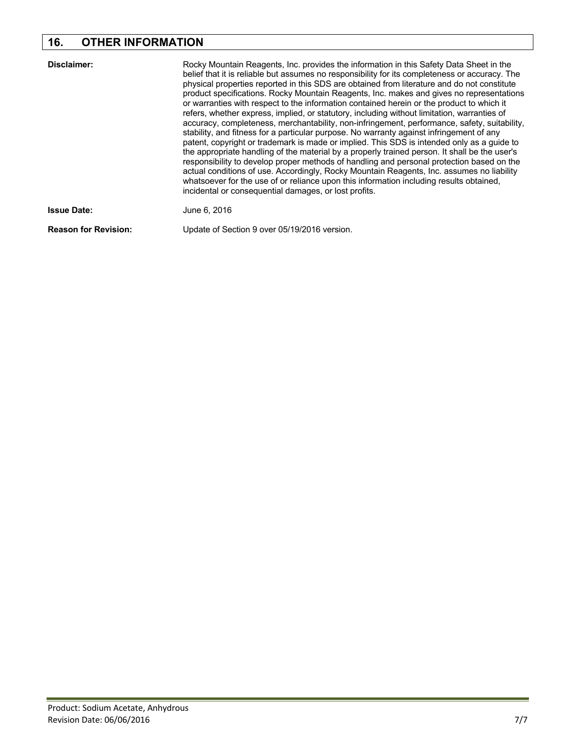## 16. OTHER INFORMATION

**Disclaimer:** Rocky Mountain Reagents, Inc. provides the information in this Safety Data Sheet in the belief that it is reliable but assumes no responsibility for its completeness or accuracy. The physical properties reported in this SDS are obtained from literature and do not constitute product specifications. Rocky Mountain Reagents, Inc. makes and gives no representations or warranties with respect to the information contained herein or the product to which it refers, whether express, implied, or statutory, including without limitation, warranties of accuracy, completeness, merchantability, non-infringement, performance, safety, suitability, stability, and fitness for a particular purpose. No warranty against infringement of any patent, copyright or trademark is made or implied. This SDS is intended only as a guide to the appropriate handling of the material by a properly trained person. It shall be the user's responsibility to develop proper methods of handling and personal protection based on the actual conditions of use. Accordingly, Rocky Mountain Reagents, Inc. assumes no liability whatsoever for the use of or reliance upon this information including results obtained, incidental or consequential damages, or lost profits.

**Issue Date:** June 6, 2016

**Reason for Revision:** Update of Section 9 over 05/19/2016 version.